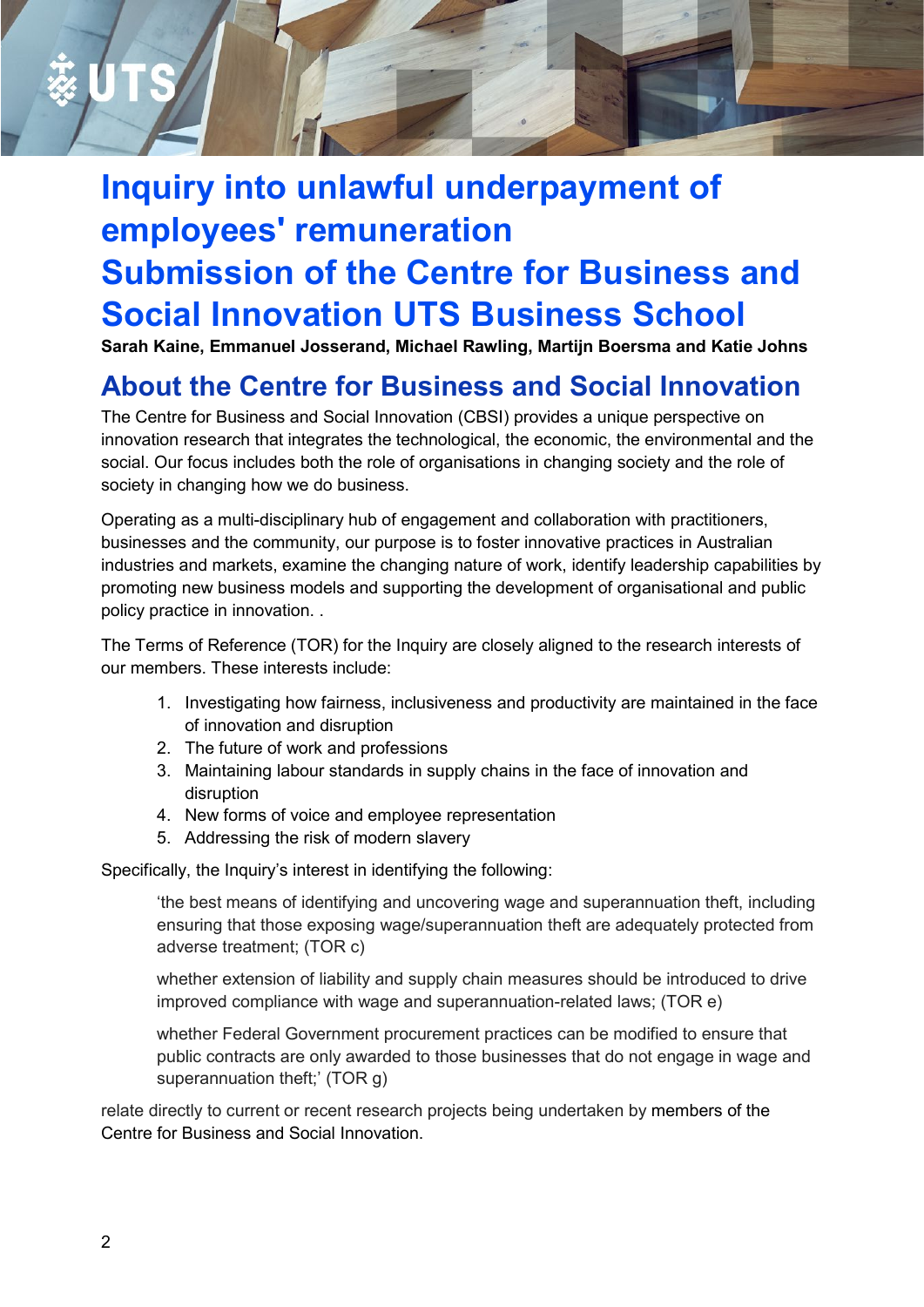# Inquiry into unlawful underpayment of employees' remuneration

# Submission of the Centre for Business and Social Innovation UTS Business School

**Sarah Kaine, Emmanuel Josserand, Michael Rawling, Martijn Boersma and Katie Johns**

## About the Centre for Business and Social Innovation

The Centre for Business and Social Innovation (CBSI) provides a unique perspective on innovation research that integrates the technological, the economic, the environmental and the social. Our focus includes both the role of organisations in changing society and the role of society in changing how we do business.

Operating as a multi-disciplinary hub of engagement and collaboration with practitioners, businesses and the community, our purpose is to foster innovative practices in Australian industries and markets, examine the changing nature of work, identify leadership capabilities by promoting new business models and supporting the development of organisational and public policy practice in innovation. .

The Terms of Reference (TOR) for the Inquiry are closely aligned to the research interests of our members. These interests include:

1. Investigating how fairness, inclusiveness and productivity are maintained in the face of innovation and disruption
2. The future of work and professions
3. Maintaining labour standards in supply chains in the face of innovation and disruption
4. New forms of voice and employee representation
5. Addressing the risk of modern slavery

Specifically, the Inquiry's interest in identifying the following:

> 'the best means of identifying and uncovering wage and superannuation theft, including ensuring that those exposing wage/superannuation theft are adequately protected from adverse treatment; (TOR c)
>
> whether extension of liability and supply chain measures should be introduced to drive improved compliance with wage and superannuation-related laws; (TOR e)
>
> whether Federal Government procurement practices can be modified to ensure that public contracts are only awarded to those businesses that do not engage in wage and superannuation theft;' (TOR g)

relate directly to current or recent research projects being undertaken by members of the Centre for Business and Social Innovation.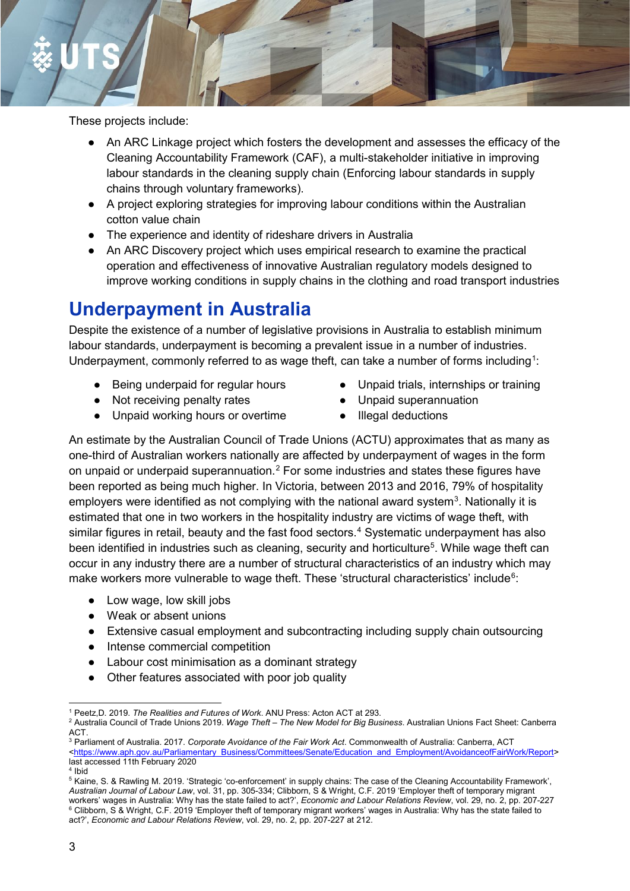These projects include:

- An ARC Linkage project which fosters the development and assesses the efficacy of the Cleaning Accountability Framework (CAF), a multi-stakeholder initiative in improving labour standards in the cleaning supply chain (Enforcing labour standards in supply chains through voluntary frameworks).
- A project exploring strategies for improving labour conditions within the Australian cotton value chain
- The experience and identity of rideshare drivers in Australia
- An ARC Discovery project which uses empirical research to examine the practical operation and effectiveness of innovative Australian regulatory models designed to improve working conditions in supply chains in the clothing and road transport industries

# Underpayment in Australia

Despite the existence of a number of legislative provisions in Australia to establish minimum labour standards, underpayment is becoming a prevalent issue in a number of industries. Underpayment, commonly referred to as wage theft, can take a number of forms including[1]:

- Being underpaid for regular hours
- Not receiving penalty rates
- Unpaid working hours or overtime
- Unpaid trials, internships or training
- Unpaid superannuation
- Illegal deductions

An estimate by the Australian Council of Trade Unions (ACTU) approximates that as many as one-third of Australian workers nationally are affected by underpayment of wages in the form on unpaid or underpaid superannuation.[2] For some industries and states these figures have been reported as being much higher. In Victoria, between 2013 and 2016, 79% of hospitality employers were identified as not complying with the national award system[3]. Nationally it is estimated that one in two workers in the hospitality industry are victims of wage theft, with similar figures in retail, beauty and the fast food sectors.[4] Systematic underpayment has also been identified in industries such as cleaning, security and horticulture[5]. While wage theft can occur in any industry there are a number of structural characteristics of an industry which may make workers more vulnerable to wage theft. These 'structural characteristics' include[6]:

- Low wage, low skill jobs
- Weak or absent unions
- Extensive casual employment and subcontracting including supply chain outsourcing
- Intense commercial competition
- Labour cost minimisation as a dominant strategy
- Other features associated with poor job quality

---

[1] Peetz,D. 2019. *The Realities and Futures of Work*. ANU Press: Acton ACT at 293.

[2] Australia Council of Trade Unions 2019. *Wage Theft – The New Model for Big Business*. Australian Unions Fact Sheet: Canberra ACT.

[3] Parliament of Australia. 2017. *Corporate Avoidance of the Fair Work Act*. Commonwealth of Australia: Canberra, ACT <https://www.aph.gov.au/Parliamentary_Business/Committees/Senate/Education_and_Employment/AvoidanceofFairWork/Report> last accessed 11th February 2020

[4] Ibid

[5] Kaine, S. & Rawling M. 2019. 'Strategic 'co-enforcement' in supply chains: The case of the Cleaning Accountability Framework', *Australian Journal of Labour Law*, vol. 31, pp. 305-334; Clibborn, S & Wright, C.F. 2019 'Employer theft of temporary migrant workers' wages in Australia: Why has the state failed to act?', *Economic and Labour Relations Review*, vol. 29, no. 2, pp. 207-227

[6] Clibborn, S & Wright, C.F. 2019 'Employer theft of temporary migrant workers' wages in Australia: Why has the state failed to act?', *Economic and Labour Relations Review*, vol. 29, no. 2, pp. 207-227 at 212.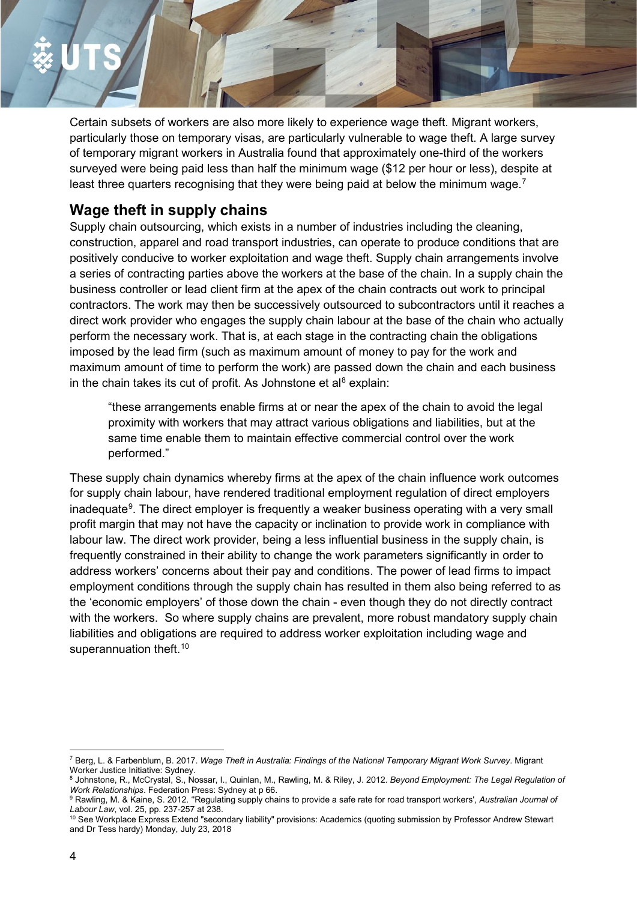Certain subsets of workers are also more likely to experience wage theft. Migrant workers, particularly those on temporary visas, are particularly vulnerable to wage theft. A large survey of temporary migrant workers in Australia found that approximately one-third of the workers surveyed were being paid less than half the minimum wage ($12 per hour or less), despite at least three quarters recognising that they were being paid at below the minimum wage.[7]

## Wage theft in supply chains

Supply chain outsourcing, which exists in a number of industries including the cleaning, construction, apparel and road transport industries, can operate to produce conditions that are positively conducive to worker exploitation and wage theft. Supply chain arrangements involve a series of contracting parties above the workers at the base of the chain. In a supply chain the business controller or lead client firm at the apex of the chain contracts out work to principal contractors. The work may then be successively outsourced to subcontractors until it reaches a direct work provider who engages the supply chain labour at the base of the chain who actually perform the necessary work. That is, at each stage in the contracting chain the obligations imposed by the lead firm (such as maximum amount of money to pay for the work and maximum amount of time to perform the work) are passed down the chain and each business in the chain takes its cut of profit. As Johnstone et al[8] explain:

> "these arrangements enable firms at or near the apex of the chain to avoid the legal proximity with workers that may attract various obligations and liabilities, but at the same time enable them to maintain effective commercial control over the work performed."

These supply chain dynamics whereby firms at the apex of the chain influence work outcomes for supply chain labour, have rendered traditional employment regulation of direct employers inadequate[9]. The direct employer is frequently a weaker business operating with a very small profit margin that may not have the capacity or inclination to provide work in compliance with labour law. The direct work provider, being a less influential business in the supply chain, is frequently constrained in their ability to change the work parameters significantly in order to address workers' concerns about their pay and conditions. The power of lead firms to impact employment conditions through the supply chain has resulted in them also being referred to as the 'economic employers' of those down the chain - even though they do not directly contract with the workers. So where supply chains are prevalent, more robust mandatory supply chain liabilities and obligations are required to address worker exploitation including wage and superannuation theft.[10]

---

[7] Berg, L. & Farbenblum, B. 2017. *Wage Theft in Australia: Findings of the National Temporary Migrant Work Survey*. Migrant Worker Justice Initiative: Sydney.

[8] Johnstone, R., McCrystal, S., Nossar, I., Quinlan, M., Rawling, M. & Riley, J. 2012. *Beyond Employment: The Legal Regulation of Work Relationships*. Federation Press: Sydney at p 66.

[9] Rawling, M. & Kaine, S. 2012. "Regulating supply chains to provide a safe rate for road transport workers', *Australian Journal of Labour Law*, vol. 25, pp. 237-257 at 238.

[10] See Workplace Express Extend "secondary liability" provisions: Academics (quoting submission by Professor Andrew Stewart and Dr Tess hardy) Monday, July 23, 2018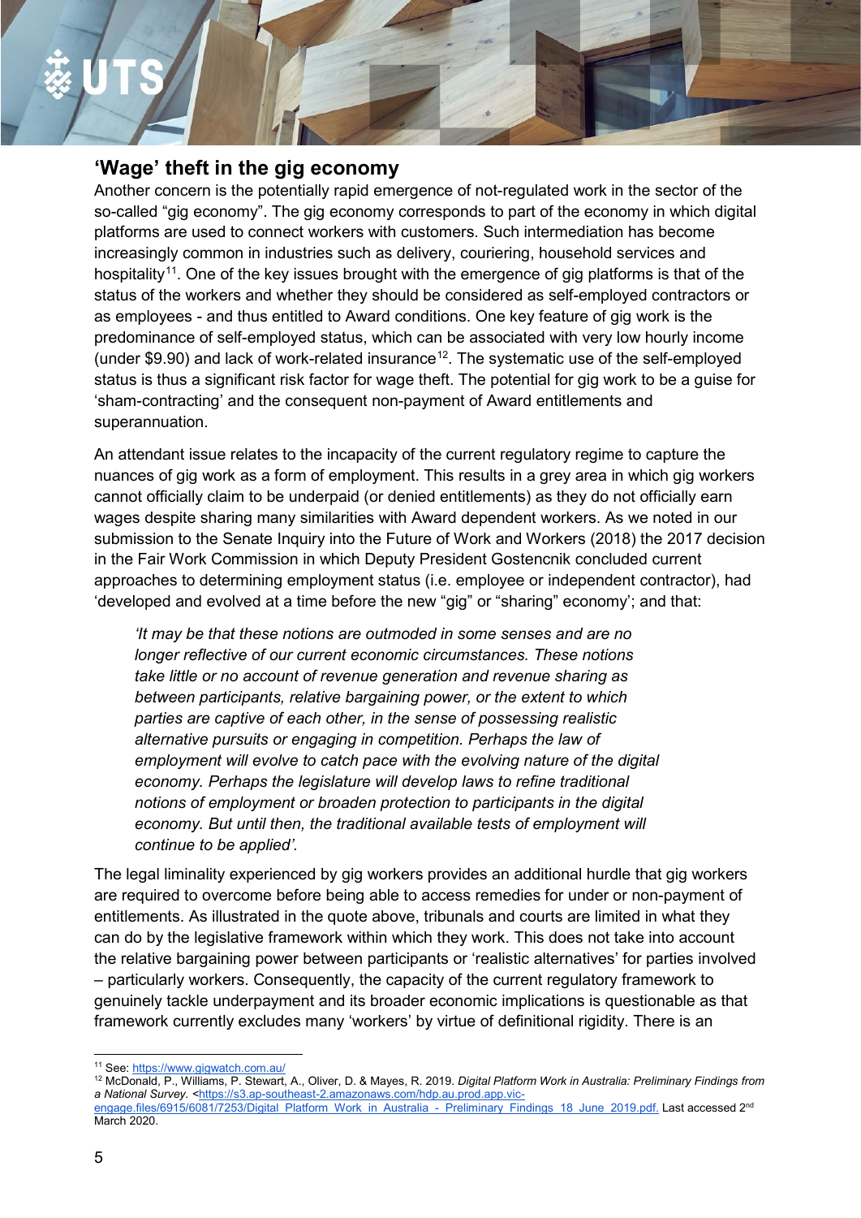## 'Wage' theft in the gig economy

Another concern is the potentially rapid emergence of not-regulated work in the sector of the so-called "gig economy". The gig economy corresponds to part of the economy in which digital platforms are used to connect workers with customers. Such intermediation has become increasingly common in industries such as delivery, couriering, household services and hospitality[11]. One of the key issues brought with the emergence of gig platforms is that of the status of the workers and whether they should be considered as self-employed contractors or as employees - and thus entitled to Award conditions. One key feature of gig work is the predominance of self-employed status, which can be associated with very low hourly income (under $9.90) and lack of work-related insurance[12]. The systematic use of the self-employed status is thus a significant risk factor for wage theft. The potential for gig work to be a guise for 'sham-contracting' and the consequent non-payment of Award entitlements and superannuation.

An attendant issue relates to the incapacity of the current regulatory regime to capture the nuances of gig work as a form of employment. This results in a grey area in which gig workers cannot officially claim to be underpaid (or denied entitlements) as they do not officially earn wages despite sharing many similarities with Award dependent workers. As we noted in our submission to the Senate Inquiry into the Future of Work and Workers (2018) the 2017 decision in the Fair Work Commission in which Deputy President Gostencnik concluded current approaches to determining employment status (i.e. employee or independent contractor), had 'developed and evolved at a time before the new "gig" or "sharing" economy'; and that:

> *'It may be that these notions are outmoded in some senses and are no longer reflective of our current economic circumstances. These notions take little or no account of revenue generation and revenue sharing as between participants, relative bargaining power, or the extent to which parties are captive of each other, in the sense of possessing realistic alternative pursuits or engaging in competition. Perhaps the law of employment will evolve to catch pace with the evolving nature of the digital economy. Perhaps the legislature will develop laws to refine traditional notions of employment or broaden protection to participants in the digital economy. But until then, the traditional available tests of employment will continue to be applied'.*

The legal liminality experienced by gig workers provides an additional hurdle that gig workers are required to overcome before being able to access remedies for under or non-payment of entitlements. As illustrated in the quote above, tribunals and courts are limited in what they can do by the legislative framework within which they work. This does not take into account the relative bargaining power between participants or 'realistic alternatives' for parties involved – particularly workers. Consequently, the capacity of the current regulatory framework to genuinely tackle underpayment and its broader economic implications is questionable as that framework currently excludes many 'workers' by virtue of definitional rigidity. There is an

---

[11] See: https://www.gigwatch.com.au/

[12] McDonald, P., Williams, P. Stewart, A., Oliver, D. & Mayes, R. 2019. *Digital Platform Work in Australia: Preliminary Findings from a National Survey.* <https://s3.ap-southeast-2.amazonaws.com/hdp.au.prod.app.vic-engage.files/6915/6081/7253/Digital_Platform_Work_in_Australia_-_Preliminary_Findings_18_June_2019.pdf. Last accessed 2nd March 2020.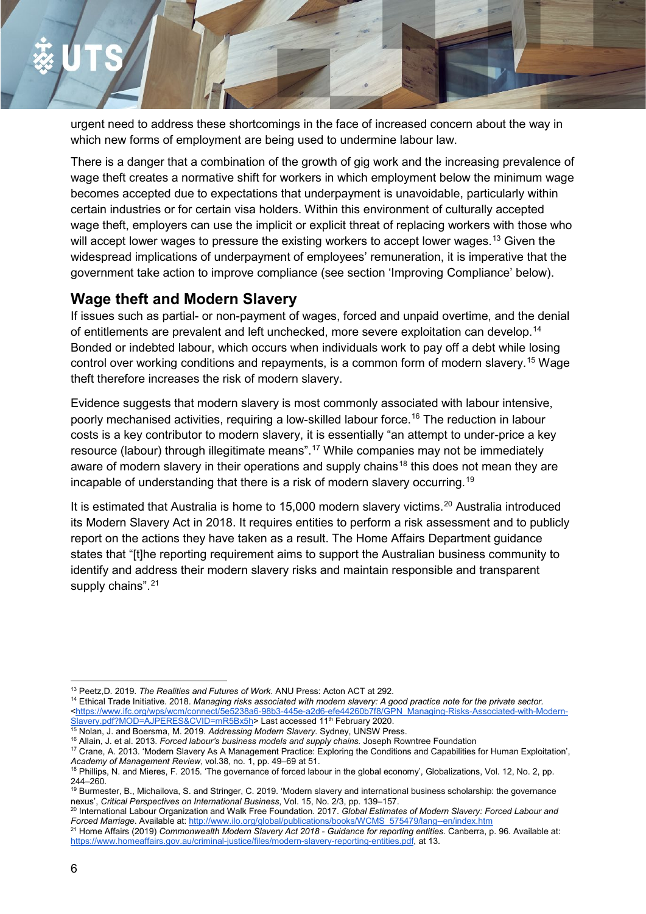urgent need to address these shortcomings in the face of increased concern about the way in which new forms of employment are being used to undermine labour law.

There is a danger that a combination of the growth of gig work and the increasing prevalence of wage theft creates a normative shift for workers in which employment below the minimum wage becomes accepted due to expectations that underpayment is unavoidable, particularly within certain industries or for certain visa holders. Within this environment of culturally accepted wage theft, employers can use the implicit or explicit threat of replacing workers with those who will accept lower wages to pressure the existing workers to accept lower wages.[13] Given the widespread implications of underpayment of employees' remuneration, it is imperative that the government take action to improve compliance (see section 'Improving Compliance' below).

## Wage theft and Modern Slavery

If issues such as partial- or non-payment of wages, forced and unpaid overtime, and the denial of entitlements are prevalent and left unchecked, more severe exploitation can develop.[14] Bonded or indebted labour, which occurs when individuals work to pay off a debt while losing control over working conditions and repayments, is a common form of modern slavery.[15] Wage theft therefore increases the risk of modern slavery.

Evidence suggests that modern slavery is most commonly associated with labour intensive, poorly mechanised activities, requiring a low-skilled labour force.[16] The reduction in labour costs is a key contributor to modern slavery, it is essentially "an attempt to under-price a key resource (labour) through illegitimate means".[17] While companies may not be immediately aware of modern slavery in their operations and supply chains[18] this does not mean they are incapable of understanding that there is a risk of modern slavery occurring.[19]

It is estimated that Australia is home to 15,000 modern slavery victims.[20] Australia introduced its Modern Slavery Act in 2018. It requires entities to perform a risk assessment and to publicly report on the actions they have taken as a result. The Home Affairs Department guidance states that "[t]he reporting requirement aims to support the Australian business community to identify and address their modern slavery risks and maintain responsible and transparent supply chains".[21]

---

[13] Peetz,D. 2019. *The Realities and Futures of Work*. ANU Press: Acton ACT at 292.

[14] Ethical Trade Initiative. 2018. *Managing risks associated with modern slavery: A good practice note for the private sector.* <https://www.ifc.org/wps/wcm/connect/5e5238a6-98b3-445e-a2d6-efe44260b7f8/GPN_Managing-Risks-Associated-with-Modern-Slavery.pdf?MOD=AJPERES&CVID=mR5Bx5h> Last accessed 11th February 2020.

[15] Nolan, J. and Boersma, M. 2019. *Addressing Modern Slavery*. Sydney, UNSW Press.

[16] Allain, J. et al. 2013. *Forced labour's business models and supply chains.* Joseph Rowntree Foundation

[17] Crane, A. 2013. 'Modern Slavery As A Management Practice: Exploring the Conditions and Capabilities for Human Exploitation', *Academy of Management Review*, vol.38, no. 1, pp. 49–69 at 51.

[18] Phillips, N. and Mieres, F. 2015. 'The governance of forced labour in the global economy', Globalizations, Vol. 12, No. 2, pp. 244–260.

[19] Burmester, B., Michailova, S. and Stringer, C. 2019. 'Modern slavery and international business scholarship: the governance nexus', *Critical Perspectives on International Business*, Vol. 15, No. 2/3, pp. 139–157.

[20] International Labour Organization and Walk Free Foundation. 2017. *Global Estimates of Modern Slavery: Forced Labour and Forced Marriage*. Available at: http://www.ilo.org/global/publications/books/WCMS_575479/lang--en/index.htm

[21] Home Affairs (2019) *Commonwealth Modern Slavery Act 2018 - Guidance for reporting entities.* Canberra, p. 96. Available at: https://www.homeaffairs.gov.au/criminal-justice/files/modern-slavery-reporting-entities.pdf, at 13.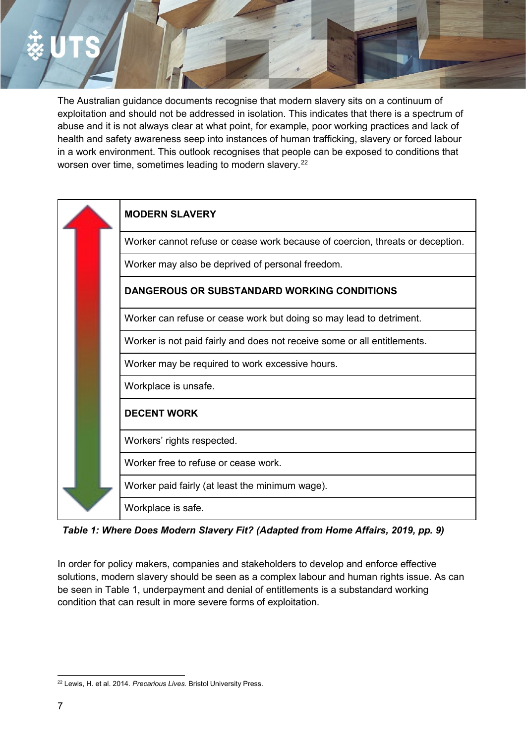The Australian guidance documents recognise that modern slavery sits on a continuum of exploitation and should not be addressed in isolation. This indicates that there is a spectrum of abuse and it is not always clear at what point, for example, poor working practices and lack of health and safety awareness seep into instances of human trafficking, slavery or forced labour in a work environment. This outlook recognises that people can be exposed to conditions that worsen over time, sometimes leading to modern slavery.[22]

| | |
|---|---|
| | **MODERN SLAVERY** |
| | Worker cannot refuse or cease work because of coercion, threats or deception. |
| | Worker may also be deprived of personal freedom. |
| | **DANGEROUS OR SUBSTANDARD WORKING CONDITIONS** |
| | Worker can refuse or cease work but doing so may lead to detriment. |
| | Worker is not paid fairly and does not receive some or all entitlements. |
| | Worker may be required to work excessive hours. |
| | Workplace is unsafe. |
| | **DECENT WORK** |
| | Workers' rights respected. |
| | Worker free to refuse or cease work. |
| | Worker paid fairly (at least the minimum wage). |
| | Workplace is safe. |

***Table 1: Where Does Modern Slavery Fit? (Adapted from Home Affairs, 2019, pp. 9)***

In order for policy makers, companies and stakeholders to develop and enforce effective solutions, modern slavery should be seen as a complex labour and human rights issue. As can be seen in Table 1, underpayment and denial of entitlements is a substandard working condition that can result in more severe forms of exploitation.

[22] Lewis, H. et al. 2014. *Precarious Lives.* Bristol University Press.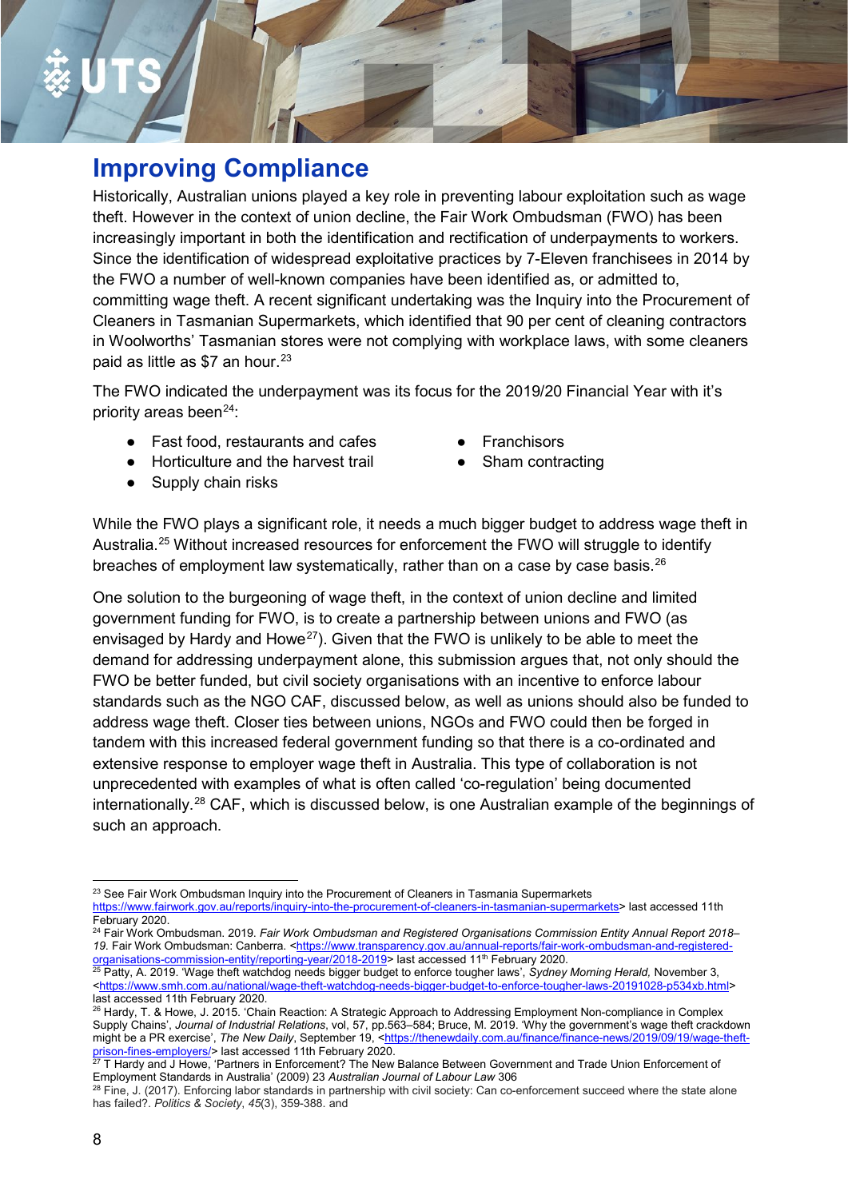## Improving Compliance

Historically, Australian unions played a key role in preventing labour exploitation such as wage theft. However in the context of union decline, the Fair Work Ombudsman (FWO) has been increasingly important in both the identification and rectification of underpayments to workers. Since the identification of widespread exploitative practices by 7-Eleven franchisees in 2014 by the FWO a number of well-known companies have been identified as, or admitted to, committing wage theft. A recent significant undertaking was the Inquiry into the Procurement of Cleaners in Tasmanian Supermarkets, which identified that 90 per cent of cleaning contractors in Woolworths' Tasmanian stores were not complying with workplace laws, with some cleaners paid as little as $7 an hour.[23]

The FWO indicated the underpayment was its focus for the 2019/20 Financial Year with it's priority areas been[24]:

- Fast food, restaurants and cafes
- Horticulture and the harvest trail
- Supply chain risks
- Franchisors
- Sham contracting

While the FWO plays a significant role, it needs a much bigger budget to address wage theft in Australia.[25] Without increased resources for enforcement the FWO will struggle to identify breaches of employment law systematically, rather than on a case by case basis.[26]

One solution to the burgeoning of wage theft, in the context of union decline and limited government funding for FWO, is to create a partnership between unions and FWO (as envisaged by Hardy and Howe[27]). Given that the FWO is unlikely to be able to meet the demand for addressing underpayment alone, this submission argues that, not only should the FWO be better funded, but civil society organisations with an incentive to enforce labour standards such as the NGO CAF, discussed below, as well as unions should also be funded to address wage theft. Closer ties between unions, NGOs and FWO could then be forged in tandem with this increased federal government funding so that there is a co-ordinated and extensive response to employer wage theft in Australia. This type of collaboration is not unprecedented with examples of what is often called 'co-regulation' being documented internationally.[28] CAF, which is discussed below, is one Australian example of the beginnings of such an approach.

---

[23] See Fair Work Ombudsman Inquiry into the Procurement of Cleaners in Tasmania Supermarkets https://www.fairwork.gov.au/reports/inquiry-into-the-procurement-of-cleaners-in-tasmanian-supermarkets> last accessed 11th February 2020.

[24] Fair Work Ombudsman. 2019. *Fair Work Ombudsman and Registered Organisations Commission Entity Annual Report 2018–19.* Fair Work Ombudsman: Canberra. <https://www.transparency.gov.au/annual-reports/fair-work-ombudsman-and-registered-organisations-commission-entity/reporting-year/2018-2019> last accessed 11th February 2020.

[25] Patty, A. 2019. 'Wage theft watchdog needs bigger budget to enforce tougher laws', *Sydney Morning Herald*, November 3, <https://www.smh.com.au/national/wage-theft-watchdog-needs-bigger-budget-to-enforce-tougher-laws-20191028-p534xb.html> last accessed 11th February 2020.

[26] Hardy, T. & Howe, J. 2015. 'Chain Reaction: A Strategic Approach to Addressing Employment Non-compliance in Complex Supply Chains', *Journal of Industrial Relations*, vol, 57, pp.563–584; Bruce, M. 2019. 'Why the government's wage theft crackdown might be a PR exercise', *The New Daily*, September 19, <https://thenewdaily.com.au/finance/finance-news/2019/09/19/wage-theft-prison-fines-employers/> last accessed 11th February 2020.

[27] T Hardy and J Howe, 'Partners in Enforcement? The New Balance Between Government and Trade Union Enforcement of Employment Standards in Australia' (2009) 23 *Australian Journal of Labour Law* 306

[28] Fine, J. (2017). Enforcing labor standards in partnership with civil society: Can co-enforcement succeed where the state alone has failed?. *Politics & Society*, *45*(3), 359-388. and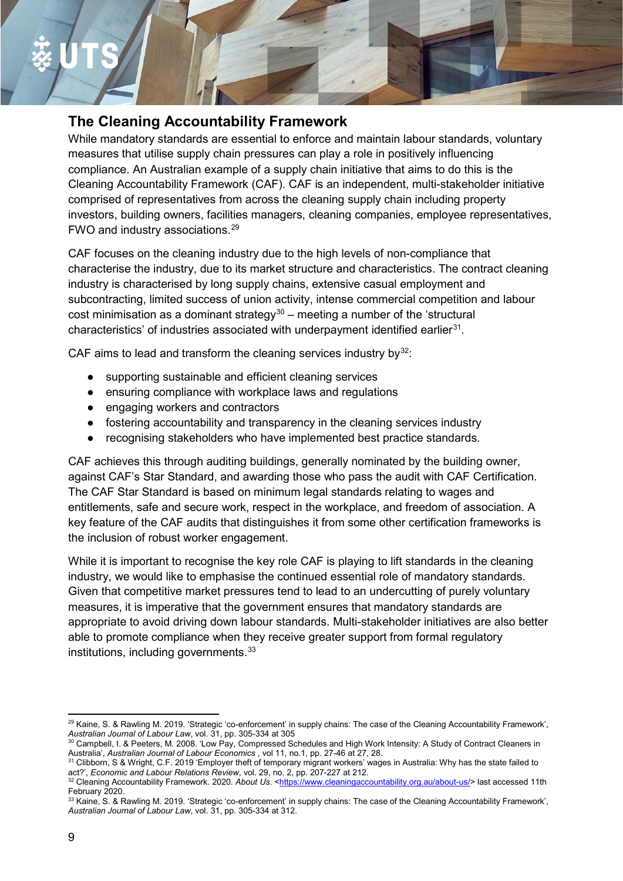## The Cleaning Accountability Framework

While mandatory standards are essential to enforce and maintain labour standards, voluntary measures that utilise supply chain pressures can play a role in positively influencing compliance. An Australian example of a supply chain initiative that aims to do this is the Cleaning Accountability Framework (CAF). CAF is an independent, multi-stakeholder initiative comprised of representatives from across the cleaning supply chain including property investors, building owners, facilities managers, cleaning companies, employee representatives, FWO and industry associations.[29]

CAF focuses on the cleaning industry due to the high levels of non-compliance that characterise the industry, due to its market structure and characteristics. The contract cleaning industry is characterised by long supply chains, extensive casual employment and subcontracting, limited success of union activity, intense commercial competition and labour cost minimisation as a dominant strategy[30] – meeting a number of the 'structural characteristics' of industries associated with underpayment identified earlier[31].

CAF aims to lead and transform the cleaning services industry by[32]:

- supporting sustainable and efficient cleaning services
- ensuring compliance with workplace laws and regulations
- engaging workers and contractors
- fostering accountability and transparency in the cleaning services industry
- recognising stakeholders who have implemented best practice standards.

CAF achieves this through auditing buildings, generally nominated by the building owner, against CAF's Star Standard, and awarding those who pass the audit with CAF Certification. The CAF Star Standard is based on minimum legal standards relating to wages and entitlements, safe and secure work, respect in the workplace, and freedom of association. A key feature of the CAF audits that distinguishes it from some other certification frameworks is the inclusion of robust worker engagement.

While it is important to recognise the key role CAF is playing to lift standards in the cleaning industry, we would like to emphasise the continued essential role of mandatory standards. Given that competitive market pressures tend to lead to an undercutting of purely voluntary measures, it is imperative that the government ensures that mandatory standards are appropriate to avoid driving down labour standards. Multi-stakeholder initiatives are also better able to promote compliance when they receive greater support from formal regulatory institutions, including governments.[33]

---

[29] Kaine, S. & Rawling M. 2019. 'Strategic 'co-enforcement' in supply chains: The case of the Cleaning Accountability Framework', *Australian Journal of Labour Law*, vol. 31, pp. 305-334 at 305

[30] Campbell, I. & Peeters, M. 2008. 'Low Pay, Compressed Schedules and High Work Intensity: A Study of Contract Cleaners in Australia', *Australian Journal of Labour Economics* , vol 11, no.1, pp. 27-46 at 27, 28.

[31] Clibborn, S & Wright, C.F. 2019 'Employer theft of temporary migrant workers' wages in Australia: Why has the state failed to act?', *Economic and Labour Relations Review*, vol. 29, no. 2, pp. 207-227 at 212.

[32] Cleaning Accountability Framework. 2020. *About Us*. <https://www.cleaningaccountability.org.au/about-us/> last accessed 11th February 2020.

[33] Kaine, S. & Rawling M. 2019. 'Strategic 'co-enforcement' in supply chains: The case of the Cleaning Accountability Framework', *Australian Journal of Labour Law*, vol. 31, pp. 305-334 at 312.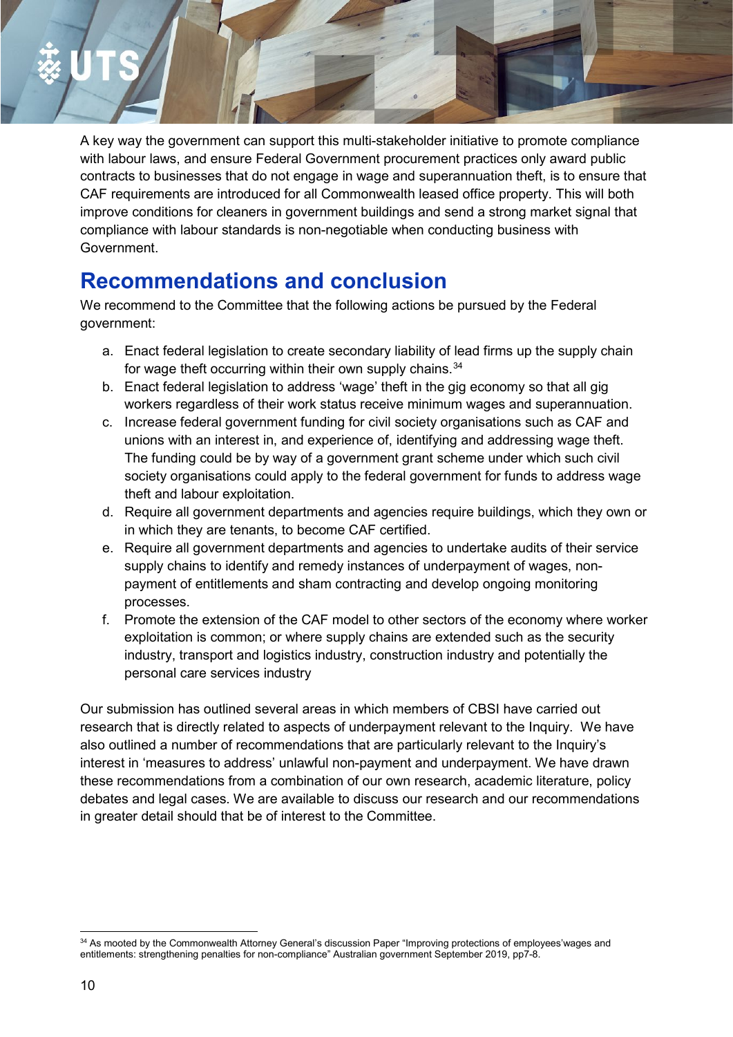A key way the government can support this multi-stakeholder initiative to promote compliance with labour laws, and ensure Federal Government procurement practices only award public contracts to businesses that do not engage in wage and superannuation theft, is to ensure that CAF requirements are introduced for all Commonwealth leased office property. This will both improve conditions for cleaners in government buildings and send a strong market signal that compliance with labour standards is non-negotiable when conducting business with Government.

## Recommendations and conclusion

We recommend to the Committee that the following actions be pursued by the Federal government:

a. Enact federal legislation to create secondary liability of lead firms up the supply chain for wage theft occurring within their own supply chains.[34]
b. Enact federal legislation to address 'wage' theft in the gig economy so that all gig workers regardless of their work status receive minimum wages and superannuation.
c. Increase federal government funding for civil society organisations such as CAF and unions with an interest in, and experience of, identifying and addressing wage theft. The funding could be by way of a government grant scheme under which such civil society organisations could apply to the federal government for funds to address wage theft and labour exploitation.
d. Require all government departments and agencies require buildings, which they own or in which they are tenants, to become CAF certified.
e. Require all government departments and agencies to undertake audits of their service supply chains to identify and remedy instances of underpayment of wages, non-payment of entitlements and sham contracting and develop ongoing monitoring processes.
f. Promote the extension of the CAF model to other sectors of the economy where worker exploitation is common; or where supply chains are extended such as the security industry, transport and logistics industry, construction industry and potentially the personal care services industry

Our submission has outlined several areas in which members of CBSI have carried out research that is directly related to aspects of underpayment relevant to the Inquiry. We have also outlined a number of recommendations that are particularly relevant to the Inquiry's interest in 'measures to address' unlawful non-payment and underpayment. We have drawn these recommendations from a combination of our own research, academic literature, policy debates and legal cases. We are available to discuss our research and our recommendations in greater detail should that be of interest to the Committee.

---

[34] As mooted by the Commonwealth Attorney General's discussion Paper "Improving protections of employees'wages and entitlements: strengthening penalties for non-compliance" Australian government September 2019, pp7-8.